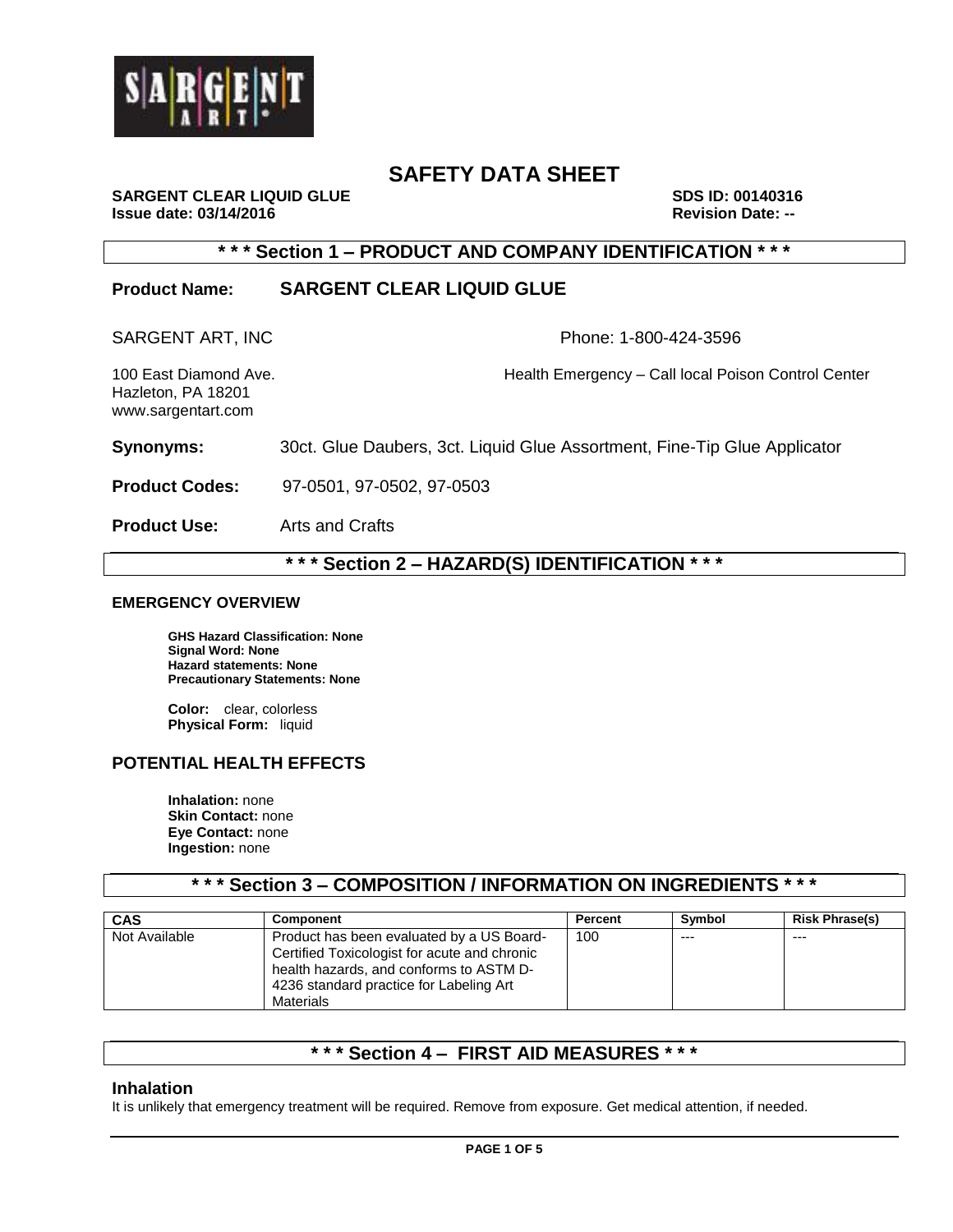# SAFETY DATA SHEET

**SARGENT CLEAR LIQUID GLUE** **SDS ID: 00140316**
**Issue date: 03/14/2016** **Revision Date: --**

## * * * Section 1 – PRODUCT AND COMPANY IDENTIFICATION * * *

**Product Name: SARGENT CLEAR LIQUID GLUE**

SARGENT ART, INC
100 East Diamond Ave.
Hazleton, PA 18201
www.sargentart.com

Phone: 1-800-424-3596
Health Emergency – Call local Poison Control Center

**Synonyms:** 30ct. Glue Daubers, 3ct. Liquid Glue Assortment, Fine-Tip Glue Applicator

**Product Codes:** 97-0501, 97-0502, 97-0503

**Product Use:** Arts and Crafts

## * * * Section 2 – HAZARD(S) IDENTIFICATION * * *

### EMERGENCY OVERVIEW

**GHS Hazard Classification: None**
**Signal Word: None**
**Hazard statements: None**
**Precautionary Statements: None**

**Color:** clear, colorless
**Physical Form:** liquid

### POTENTIAL HEALTH EFFECTS

**Inhalation:** none
**Skin Contact:** none
**Eye Contact:** none
**Ingestion:** none

## * * * Section 3 – COMPOSITION / INFORMATION ON INGREDIENTS * * *

| CAS | Component | Percent | Symbol | Risk Phrase(s) |
|---|---|---|---|---|
| Not Available | Product has been evaluated by a US Board-Certified Toxicologist for acute and chronic health hazards, and conforms to ASTM D-4236 standard practice for Labeling Art Materials | 100 | --- | --- |

## * * * Section 4 – FIRST AID MEASURES * * *

### Inhalation

It is unlikely that emergency treatment will be required. Remove from exposure. Get medical attention, if needed.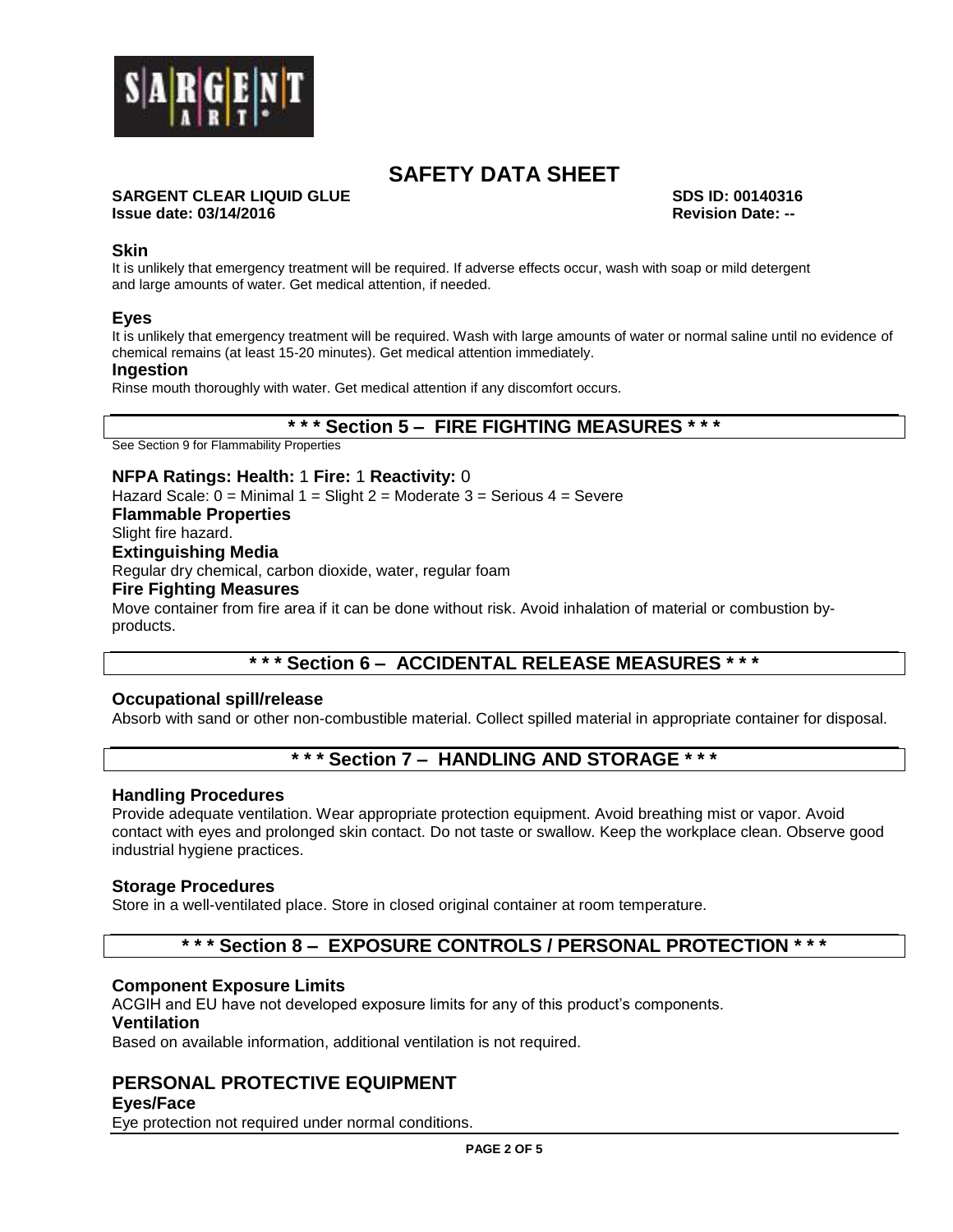### Skin

It is unlikely that emergency treatment will be required. If adverse effects occur, wash with soap or mild detergent and large amounts of water. Get medical attention, if needed.

### Eyes

It is unlikely that emergency treatment will be required. Wash with large amounts of water or normal saline until no evidence of chemical remains (at least 15-20 minutes). Get medical attention immediately.

### Ingestion

Rinse mouth thoroughly with water. Get medical attention if any discomfort occurs.

## * * * Section 5 – FIRE FIGHTING MEASURES * * *

See Section 9 for Flammability Properties

**NFPA Ratings: Health:** 1 **Fire:** 1 **Reactivity:** 0

Hazard Scale: 0 = Minimal 1 = Slight 2 = Moderate 3 = Serious 4 = Severe

### Flammable Properties

Slight fire hazard.

### Extinguishing Media

Regular dry chemical, carbon dioxide, water, regular foam

### Fire Fighting Measures

Move container from fire area if it can be done without risk. Avoid inhalation of material or combustion by-products.

## * * * Section 6 – ACCIDENTAL RELEASE MEASURES * * *

### Occupational spill/release

Absorb with sand or other non-combustible material. Collect spilled material in appropriate container for disposal.

## * * * Section 7 – HANDLING AND STORAGE * * *

### Handling Procedures

Provide adequate ventilation. Wear appropriate protection equipment. Avoid breathing mist or vapor. Avoid contact with eyes and prolonged skin contact. Do not taste or swallow. Keep the workplace clean. Observe good industrial hygiene practices.

### Storage Procedures

Store in a well-ventilated place. Store in closed original container at room temperature.

## * * * Section 8 – EXPOSURE CONTROLS / PERSONAL PROTECTION * * *

### Component Exposure Limits

ACGIH and EU have not developed exposure limits for any of this product's components.

### Ventilation

Based on available information, additional ventilation is not required.

## PERSONAL PROTECTIVE EQUIPMENT

### Eyes/Face

Eye protection not required under normal conditions.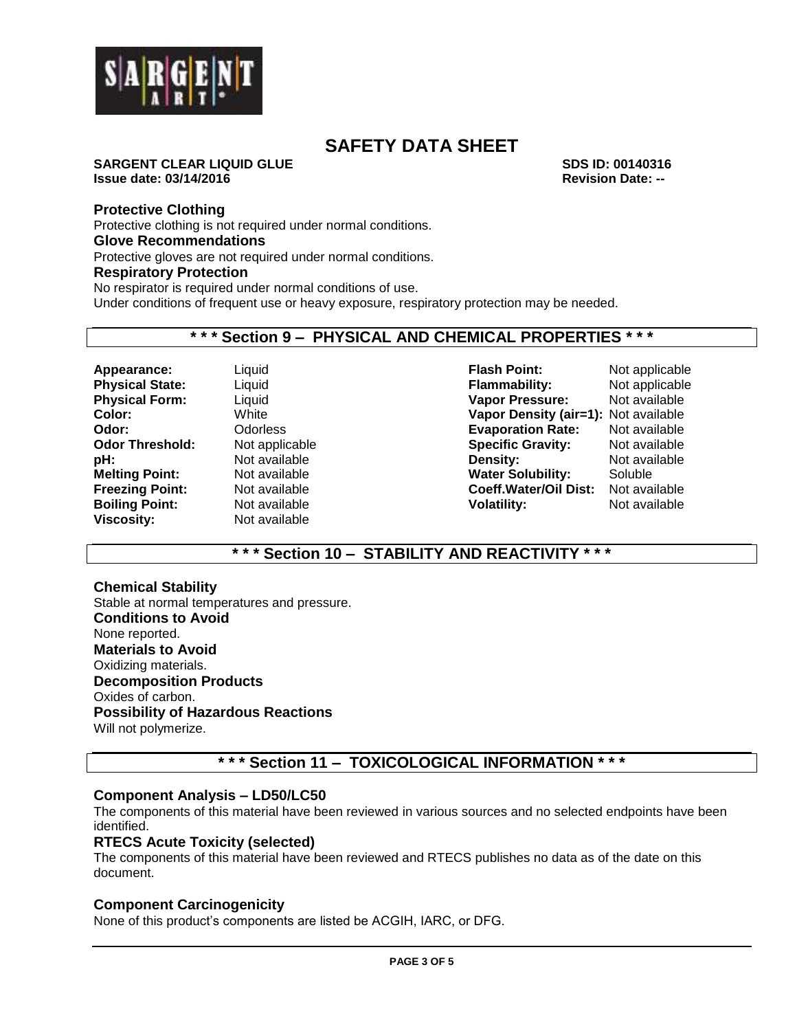## Protective Clothing

Protective clothing is not required under normal conditions.

## Glove Recommendations

Protective gloves are not required under normal conditions.

## Respiratory Protection

No respirator is required under normal conditions of use.
Under conditions of frequent use or heavy exposure, respiratory protection may be needed.

# * * * Section 9 – PHYSICAL AND CHEMICAL PROPERTIES * * *

| | | | |
|---|---|---|---|
| **Appearance:** | Liquid | **Flash Point:** | Not applicable |
| **Physical State:** | Liquid | **Flammability:** | Not applicable |
| **Physical Form:** | Liquid | **Vapor Pressure:** | Not available |
| **Color:** | White | **Vapor Density (air=1):** | Not available |
| **Odor:** | Odorless | **Evaporation Rate:** | Not available |
| **Odor Threshold:** | Not applicable | **Specific Gravity:** | Not available |
| **pH:** | Not available | **Density:** | Not available |
| **Melting Point:** | Not available | **Water Solubility:** | Soluble |
| **Freezing Point:** | Not available | **Coeff.Water/Oil Dist:** | Not available |
| **Boiling Point:** | Not available | **Volatility:** | Not available |
| **Viscosity:** | Not available | | |

# * * * Section 10 – STABILITY AND REACTIVITY * * *

## Chemical Stability

Stable at normal temperatures and pressure.

## Conditions to Avoid

None reported.

## Materials to Avoid

Oxidizing materials.

## Decomposition Products

Oxides of carbon.

## Possibility of Hazardous Reactions

Will not polymerize.

# * * * Section 11 – TOXICOLOGICAL INFORMATION * * *

## Component Analysis – LD50/LC50

The components of this material have been reviewed in various sources and no selected endpoints have been identified.

## RTECS Acute Toxicity (selected)

The components of this material have been reviewed and RTECS publishes no data as of the date on this document.

## Component Carcinogenicity

None of this product's components are listed be ACGIH, IARC, or DFG.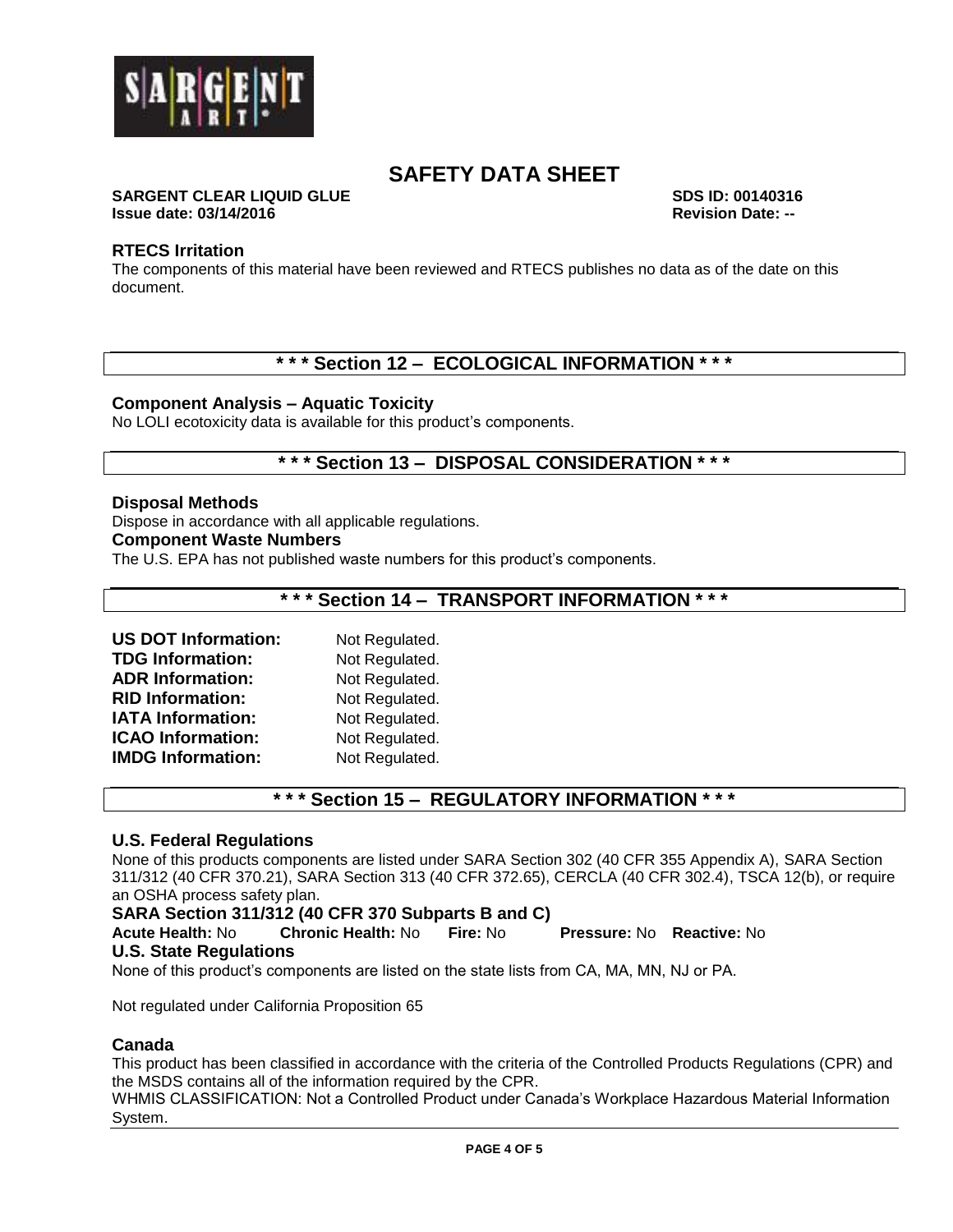# SAFETY DATA SHEET

**SARGENT CLEAR LIQUID GLUE** **SDS ID: 00140316**
**Issue date: 03/14/2016** **Revision Date: --**

### RTECS Irritation

The components of this material have been reviewed and RTECS publishes no data as of the date on this document.

## * * * Section 12 – ECOLOGICAL INFORMATION * * *

### Component Analysis – Aquatic Toxicity

No LOLI ecotoxicity data is available for this product's components.

## * * * Section 13 – DISPOSAL CONSIDERATION * * *

### Disposal Methods

Dispose in accordance with all applicable regulations.

### Component Waste Numbers

The U.S. EPA has not published waste numbers for this product's components.

## * * * Section 14 – TRANSPORT INFORMATION * * *

| | |
|---|---|
| **US DOT Information:** | Not Regulated. |
| **TDG Information:** | Not Regulated. |
| **ADR Information:** | Not Regulated. |
| **RID Information:** | Not Regulated. |
| **IATA Information:** | Not Regulated. |
| **ICAO Information:** | Not Regulated. |
| **IMDG Information:** | Not Regulated. |

## * * * Section 15 – REGULATORY INFORMATION * * *

### U.S. Federal Regulations

None of this products components are listed under SARA Section 302 (40 CFR 355 Appendix A), SARA Section 311/312 (40 CFR 370.21), SARA Section 313 (40 CFR 372.65), CERCLA (40 CFR 302.4), TSCA 12(b), or require an OSHA process safety plan.

### SARA Section 311/312 (40 CFR 370 Subparts B and C)

**Acute Health:** No **Chronic Health:** No **Fire:** No **Pressure:** No **Reactive:** No

### U.S. State Regulations

None of this product's components are listed on the state lists from CA, MA, MN, NJ or PA.

Not regulated under California Proposition 65

### Canada

This product has been classified in accordance with the criteria of the Controlled Products Regulations (CPR) and the MSDS contains all of the information required by the CPR.

WHMIS CLASSIFICATION: Not a Controlled Product under Canada's Workplace Hazardous Material Information System.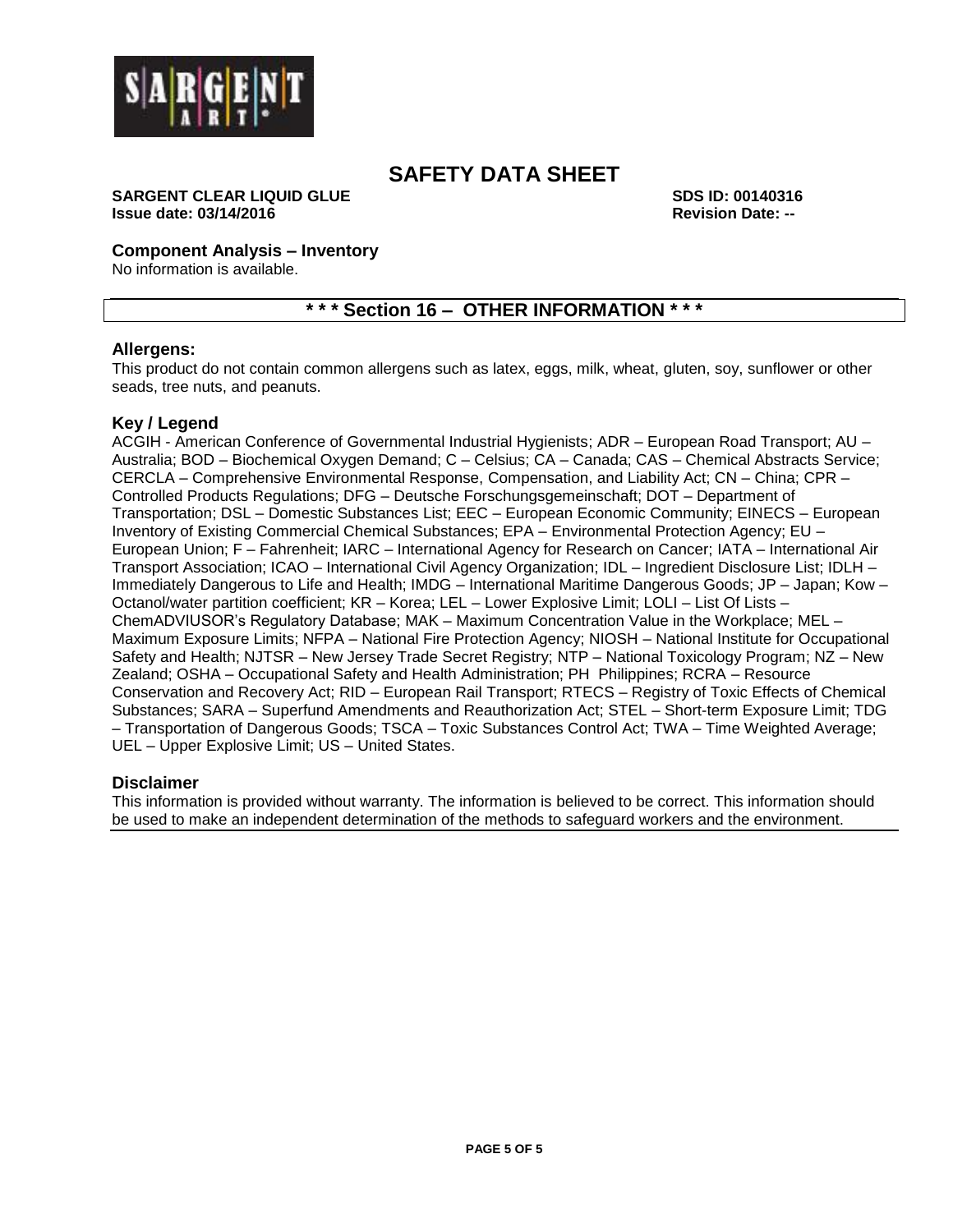# SAFETY DATA SHEET

**SARGENT CLEAR LIQUID GLUE** **SDS ID: 00140316**
**Issue date: 03/14/2016** **Revision Date: --**

### Component Analysis – Inventory

No information is available.

## * * * Section 16 – OTHER INFORMATION * * *

### Allergens:

This product do not contain common allergens such as latex, eggs, milk, wheat, gluten, soy, sunflower or other seads, tree nuts, and peanuts.

### Key / Legend

ACGIH - American Conference of Governmental Industrial Hygienists; ADR – European Road Transport; AU – Australia; BOD – Biochemical Oxygen Demand; C – Celsius; CA – Canada; CAS – Chemical Abstracts Service; CERCLA – Comprehensive Environmental Response, Compensation, and Liability Act; CN – China; CPR – Controlled Products Regulations; DFG – Deutsche Forschungsgemeinschaft; DOT – Department of Transportation; DSL – Domestic Substances List; EEC – European Economic Community; EINECS – European Inventory of Existing Commercial Chemical Substances; EPA – Environmental Protection Agency; EU – European Union; F – Fahrenheit; IARC – International Agency for Research on Cancer; IATA – International Air Transport Association; ICAO – International Civil Agency Organization; IDL – Ingredient Disclosure List; IDLH – Immediately Dangerous to Life and Health; IMDG – International Maritime Dangerous Goods; JP – Japan; Kow – Octanol/water partition coefficient; KR – Korea; LEL – Lower Explosive Limit; LOLI – List Of Lists – ChemADVIUSOR's Regulatory Database; MAK – Maximum Concentration Value in the Workplace; MEL – Maximum Exposure Limits; NFPA – National Fire Protection Agency; NIOSH – National Institute for Occupational Safety and Health; NJTSR – New Jersey Trade Secret Registry; NTP – National Toxicology Program; NZ – New Zealand; OSHA – Occupational Safety and Health Administration; PH Philippines; RCRA – Resource Conservation and Recovery Act; RID – European Rail Transport; RTECS – Registry of Toxic Effects of Chemical Substances; SARA – Superfund Amendments and Reauthorization Act; STEL – Short-term Exposure Limit; TDG – Transportation of Dangerous Goods; TSCA – Toxic Substances Control Act; TWA – Time Weighted Average; UEL – Upper Explosive Limit; US – United States.

### Disclaimer

This information is provided without warranty. The information is believed to be correct. This information should be used to make an independent determination of the methods to safeguard workers and the environment.